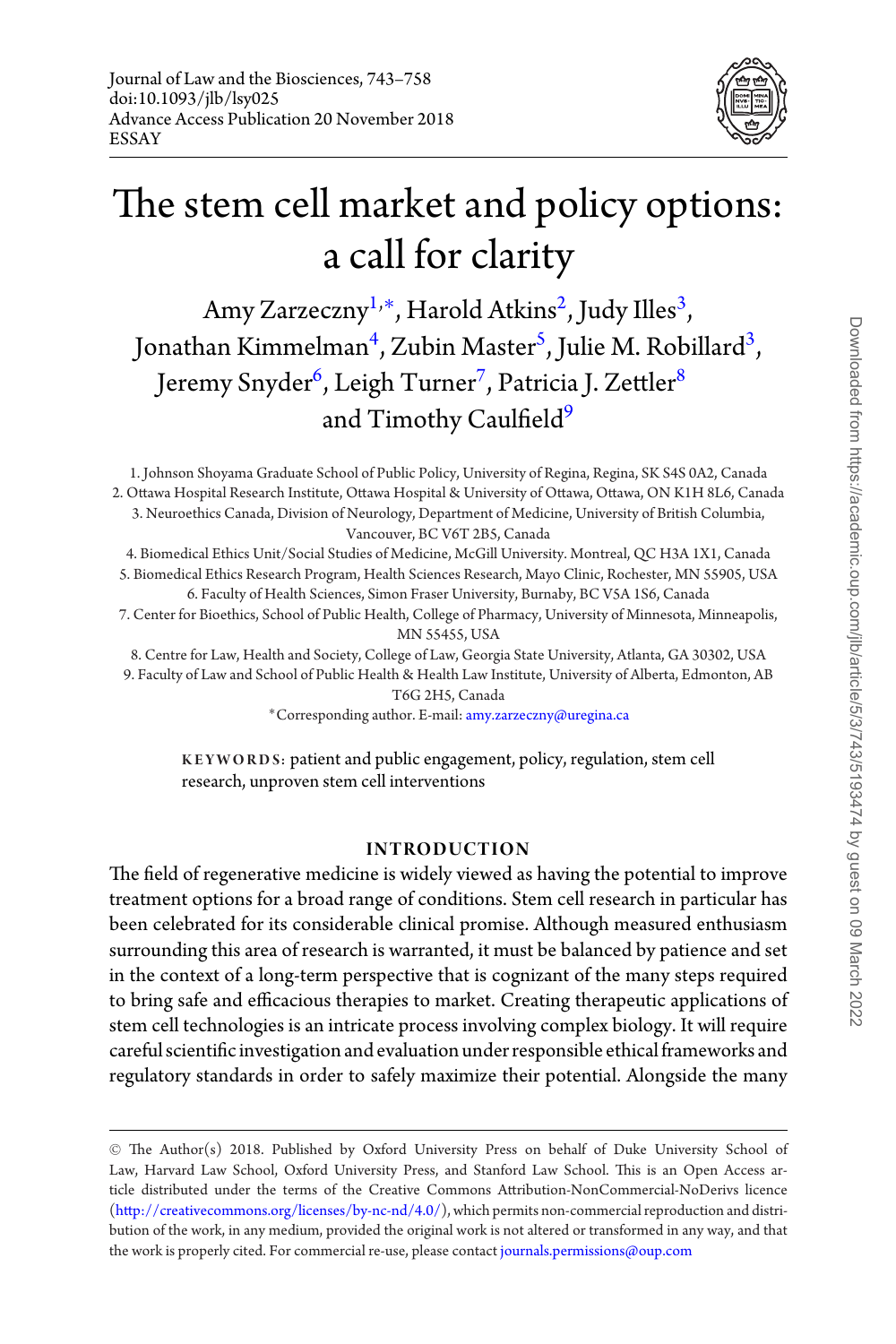Journal of Law and the Biosciences, 743–758
doi:10.1093/jlb/lsy025
Advance Access Publication 20 November 2018
ESSAY

# The stem cell market and policy options: a call for clarity

Amy Zarzeczny[1,*], Harold Atkins[2], Judy Illes[3], Jonathan Kimmelman[4], Zubin Master[5], Julie M. Robillard[3], Jeremy Snyder[6], Leigh Turner[7], Patricia J. Zettler[8] and Timothy Caulfield[9]

1. Johnson Shoyama Graduate School of Public Policy, University of Regina, Regina, SK S4S 0A2, Canada
2. Ottawa Hospital Research Institute, Ottawa Hospital & University of Ottawa, Ottawa, ON K1H 8L6, Canada
3. Neuroethics Canada, Division of Neurology, Department of Medicine, University of British Columbia, Vancouver, BC V6T 2B5, Canada
4. Biomedical Ethics Unit/Social Studies of Medicine, McGill University. Montreal, QC H3A 1X1, Canada
5. Biomedical Ethics Research Program, Health Sciences Research, Mayo Clinic, Rochester, MN 55905, USA
6. Faculty of Health Sciences, Simon Fraser University, Burnaby, BC V5A 1S6, Canada
7. Center for Bioethics, School of Public Health, College of Pharmacy, University of Minnesota, Minneapolis, MN 55455, USA
8. Centre for Law, Health and Society, College of Law, Georgia State University, Atlanta, GA 30302, USA
9. Faculty of Law and School of Public Health & Health Law Institute, University of Alberta, Edmonton, AB T6G 2H5, Canada

*Corresponding author. E-mail: amy.zarzeczny@uregina.ca

KEYWORDS: patient and public engagement, policy, regulation, stem cell research, unproven stem cell interventions

## INTRODUCTION

The field of regenerative medicine is widely viewed as having the potential to improve treatment options for a broad range of conditions. Stem cell research in particular has been celebrated for its considerable clinical promise. Although measured enthusiasm surrounding this area of research is warranted, it must be balanced by patience and set in the context of a long-term perspective that is cognizant of the many steps required to bring safe and efficacious therapies to market. Creating therapeutic applications of stem cell technologies is an intricate process involving complex biology. It will require careful scientific investigation and evaluation under responsible ethical frameworks and regulatory standards in order to safely maximize their potential. Alongside the many

© The Author(s) 2018. Published by Oxford University Press on behalf of Duke University School of Law, Harvard Law School, Oxford University Press, and Stanford Law School. This is an Open Access article distributed under the terms of the Creative Commons Attribution-NonCommercial-NoDerivs licence (http://creativecommons.org/licenses/by-nc-nd/4.0/), which permits non-commercial reproduction and distribution of the work, in any medium, provided the original work is not altered or transformed in any way, and that the work is properly cited. For commercial re-use, please contact journals.permissions@oup.com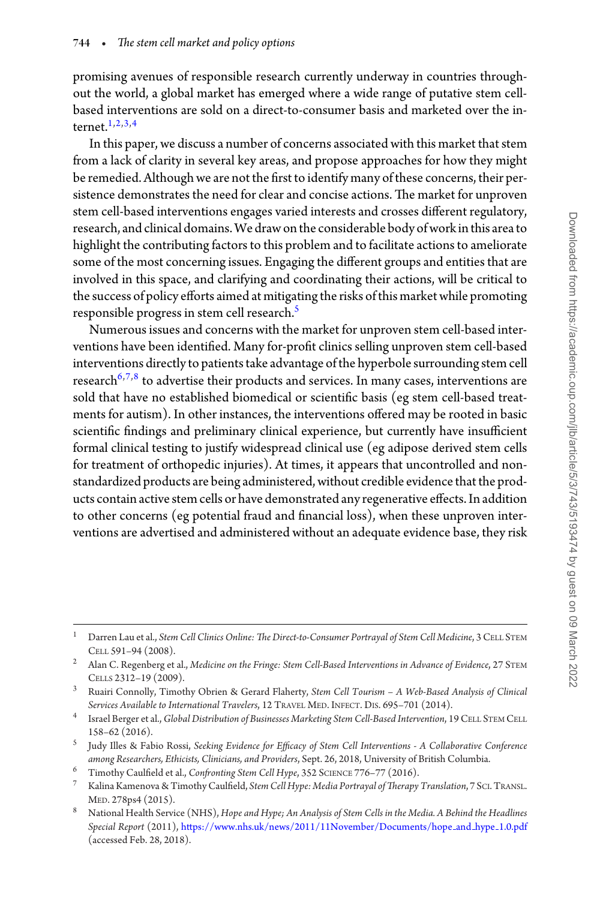promising avenues of responsible research currently underway in countries throughout the world, a global market has emerged where a wide range of putative stem cell-based interventions are sold on a direct-to-consumer basis and marketed over the internet.[1,2,3,4]

In this paper, we discuss a number of concerns associated with this market that stem from a lack of clarity in several key areas, and propose approaches for how they might be remedied. Although we are not the first to identify many of these concerns, their persistence demonstrates the need for clear and concise actions. The market for unproven stem cell-based interventions engages varied interests and crosses different regulatory, research, and clinical domains. We draw on the considerable body of work in this area to highlight the contributing factors to this problem and to facilitate actions to ameliorate some of the most concerning issues. Engaging the different groups and entities that are involved in this space, and clarifying and coordinating their actions, will be critical to the success of policy efforts aimed at mitigating the risks of this market while promoting responsible progress in stem cell research.[5]

Numerous issues and concerns with the market for unproven stem cell-based interventions have been identified. Many for-profit clinics selling unproven stem cell-based interventions directly to patients take advantage of the hyperbole surrounding stem cell research[6,7,8] to advertise their products and services. In many cases, interventions are sold that have no established biomedical or scientific basis (eg stem cell-based treatments for autism). In other instances, the interventions offered may be rooted in basic scientific findings and preliminary clinical experience, but currently have insufficient formal clinical testing to justify widespread clinical use (eg adipose derived stem cells for treatment of orthopedic injuries). At times, it appears that uncontrolled and non-standardized products are being administered, without credible evidence that the products contain active stem cells or have demonstrated any regenerative effects. In addition to other concerns (eg potential fraud and financial loss), when these unproven interventions are advertised and administered without an adequate evidence base, they risk

---

1 Darren Lau et al., *Stem Cell Clinics Online: The Direct-to-Consumer Portrayal of Stem Cell Medicine*, 3 CELL STEM CELL 591–94 (2008).

2 Alan C. Regenberg et al., *Medicine on the Fringe: Stem Cell-Based Interventions in Advance of Evidence*, 27 STEM CELLS 2312–19 (2009).

3 Ruairi Connolly, Timothy Obrien & Gerard Flaherty, *Stem Cell Tourism – A Web-Based Analysis of Clinical Services Available to International Travelers*, 12 TRAVEL MED. INFECT. DIS. 695–701 (2014).

4 Israel Berger et al., *Global Distribution of Businesses Marketing Stem Cell-Based Intervention*, 19 CELL STEM CELL 158–62 (2016).

5 Judy Illes & Fabio Rossi, *Seeking Evidence for Efficacy of Stem Cell Interventions - A Collaborative Conference among Researchers, Ethicists, Clinicians, and Providers*, Sept. 26, 2018, University of British Columbia.

6 Timothy Caulfield et al., *Confronting Stem Cell Hype*, 352 SCIENCE 776–77 (2016).

7 Kalina Kamenova & Timothy Caulfield, *Stem Cell Hype: Media Portrayal of Therapy Translation*, 7 SCI. TRANSL. MED. 278ps4 (2015).

8 National Health Service (NHS), *Hope and Hype; An Analysis of Stem Cells in the Media. A Behind the Headlines Special Report* (2011), https://www.nhs.uk/news/2011/11November/Documents/hope_and_hype_1.0.pdf (accessed Feb. 28, 2018).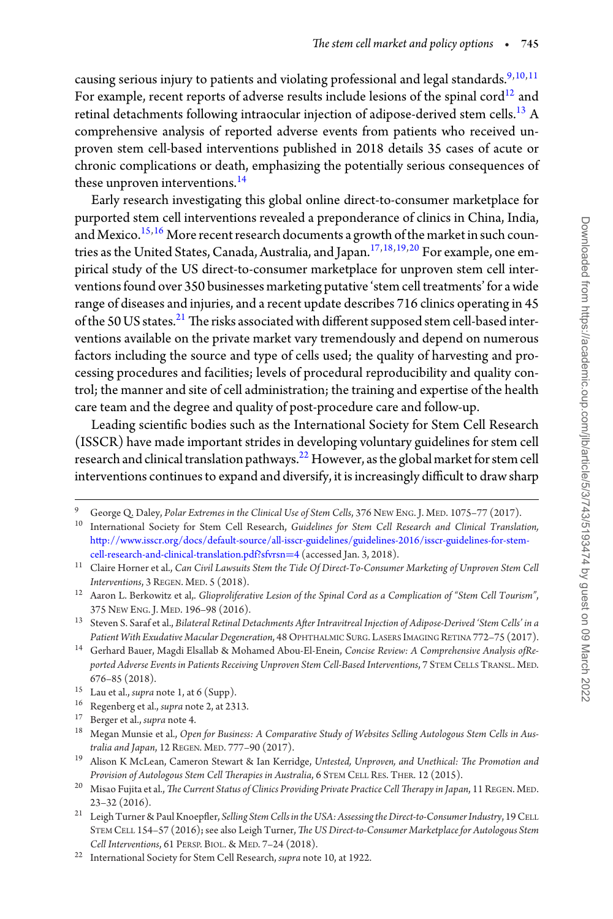causing serious injury to patients and violating professional and legal standards.[9,10,11] For example, recent reports of adverse results include lesions of the spinal cord[12] and retinal detachments following intraocular injection of adipose-derived stem cells.[13] A comprehensive analysis of reported adverse events from patients who received unproven stem cell-based interventions published in 2018 details 35 cases of acute or chronic complications or death, emphasizing the potentially serious consequences of these unproven interventions.[14]

Early research investigating this global online direct-to-consumer marketplace for purported stem cell interventions revealed a preponderance of clinics in China, India, and Mexico.[15,16] More recent research documents a growth of the market in such countries as the United States, Canada, Australia, and Japan.[17,18,19,20] For example, one empirical study of the US direct-to-consumer marketplace for unproven stem cell interventions found over 350 businesses marketing putative 'stem cell treatments' for a wide range of diseases and injuries, and a recent update describes 716 clinics operating in 45 of the 50 US states.[21] The risks associated with different supposed stem cell-based interventions available on the private market vary tremendously and depend on numerous factors including the source and type of cells used; the quality of harvesting and processing procedures and facilities; levels of procedural reproducibility and quality control; the manner and site of cell administration; the training and expertise of the health care team and the degree and quality of post-procedure care and follow-up.

Leading scientific bodies such as the International Society for Stem Cell Research (ISSCR) have made important strides in developing voluntary guidelines for stem cell research and clinical translation pathways.[22] However, as the global market for stem cell interventions continues to expand and diversify, it is increasingly difficult to draw sharp

---

[9] George Q. Daley, *Polar Extremes in the Clinical Use of Stem Cells*, 376 New Eng. J. Med. 1075–77 (2017).

[10] International Society for Stem Cell Research, *Guidelines for Stem Cell Research and Clinical Translation*, http://www.isscr.org/docs/default-source/all-isscr-guidelines/guidelines-2016/isscr-guidelines-for-stem-cell-research-and-clinical-translation.pdf?sfvrsn=4 (accessed Jan. 3, 2018).

[11] Claire Horner et al., *Can Civil Lawsuits Stem the Tide Of Direct-To-Consumer Marketing of Unproven Stem Cell Interventions*, 3 Regen. Med. 5 (2018).

[12] Aaron L. Berkowitz et al,. *Glioproliferative Lesion of the Spinal Cord as a Complication of "Stem Cell Tourism"*, 375 New Eng. J. Med. 196–98 (2016).

[13] Steven S. Saraf et al., *Bilateral Retinal Detachments After Intravitreal Injection of Adipose-Derived 'Stem Cells' in a Patient With Exudative Macular Degeneration*, 48 Ophthalmic Surg. Lasers Imaging Retina 772–75 (2017).

[14] Gerhard Bauer, Magdi Elsallab & Mohamed Abou-El-Enein, *Concise Review: A Comprehensive Analysis ofReported Adverse Events in Patients Receiving Unproven Stem Cell-Based Interventions*, 7 Stem Cells Transl. Med. 676–85 (2018).

[15] Lau et al., *supra* note 1, at 6 (Supp).

[16] Regenberg et al., *supra* note 2, at 2313.

[17] Berger et al., *supra* note 4.

[18] Megan Munsie et al., *Open for Business: A Comparative Study of Websites Selling Autologous Stem Cells in Australia and Japan*, 12 Regen. Med. 777–90 (2017).

[19] Alison K McLean, Cameron Stewart & Ian Kerridge, *Untested, Unproven, and Unethical: The Promotion and Provision of Autologous Stem Cell Therapies in Australia*, 6 Stem Cell Res. Ther. 12 (2015).

[20] Misao Fujita et al., *The Current Status of Clinics Providing Private Practice Cell Therapy in Japan*, 11 Regen. Med. 23–32 (2016).

[21] Leigh Turner & Paul Knoepfler, *Selling Stem Cells in the USA: Assessing the Direct-to-Consumer Industry*, 19 Cell Stem Cell 154–57 (2016); see also Leigh Turner, *The US Direct-to-Consumer Marketplace for Autologous Stem Cell Interventions*, 61 Persp. Biol. & Med. 7–24 (2018).

[22] International Society for Stem Cell Research, *supra* note 10, at 1922.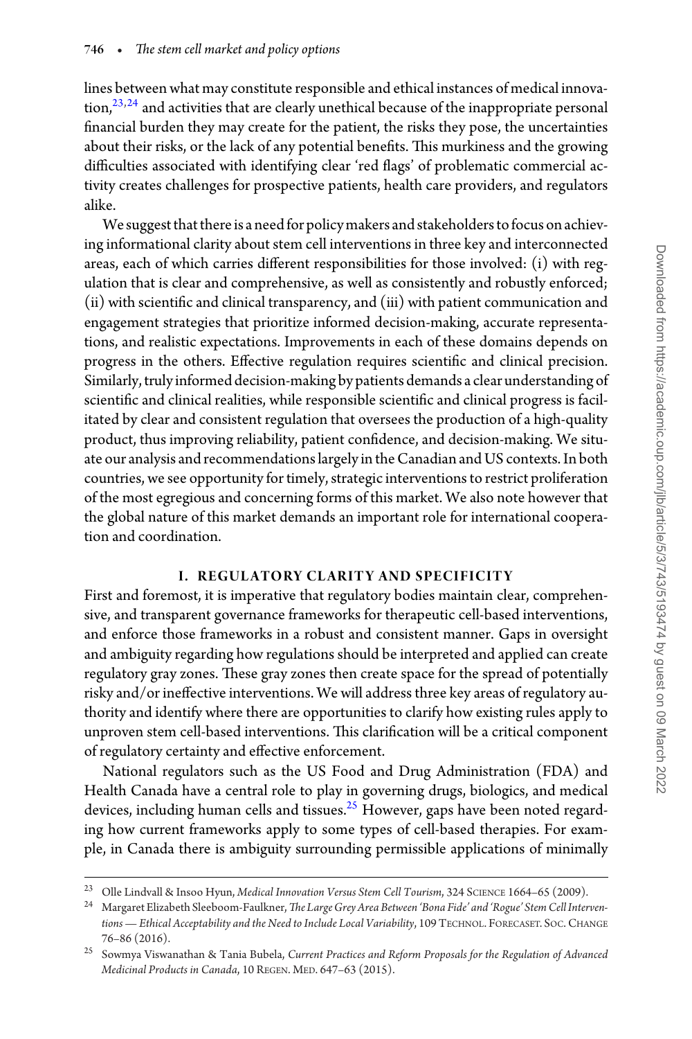lines between what may constitute responsible and ethical instances of medical innovation,[23,24] and activities that are clearly unethical because of the inappropriate personal financial burden they may create for the patient, the risks they pose, the uncertainties about their risks, or the lack of any potential benefits. This murkiness and the growing difficulties associated with identifying clear 'red flags' of problematic commercial activity creates challenges for prospective patients, health care providers, and regulators alike.

We suggest that there is a need for policy makers and stakeholders to focus on achieving informational clarity about stem cell interventions in three key and interconnected areas, each of which carries different responsibilities for those involved: (i) with regulation that is clear and comprehensive, as well as consistently and robustly enforced; (ii) with scientific and clinical transparency, and (iii) with patient communication and engagement strategies that prioritize informed decision-making, accurate representations, and realistic expectations. Improvements in each of these domains depends on progress in the others. Effective regulation requires scientific and clinical precision. Similarly, truly informed decision-making by patients demands a clear understanding of scientific and clinical realities, while responsible scientific and clinical progress is facilitated by clear and consistent regulation that oversees the production of a high-quality product, thus improving reliability, patient confidence, and decision-making. We situate our analysis and recommendations largely in the Canadian and US contexts. In both countries, we see opportunity for timely, strategic interventions to restrict proliferation of the most egregious and concerning forms of this market. We also note however that the global nature of this market demands an important role for international cooperation and coordination.

## I. REGULATORY CLARITY AND SPECIFICITY

First and foremost, it is imperative that regulatory bodies maintain clear, comprehensive, and transparent governance frameworks for therapeutic cell-based interventions, and enforce those frameworks in a robust and consistent manner. Gaps in oversight and ambiguity regarding how regulations should be interpreted and applied can create regulatory gray zones. These gray zones then create space for the spread of potentially risky and/or ineffective interventions. We will address three key areas of regulatory authority and identify where there are opportunities to clarify how existing rules apply to unproven stem cell-based interventions. This clarification will be a critical component of regulatory certainty and effective enforcement.

National regulators such as the US Food and Drug Administration (FDA) and Health Canada have a central role to play in governing drugs, biologics, and medical devices, including human cells and tissues.[25] However, gaps have been noted regarding how current frameworks apply to some types of cell-based therapies. For example, in Canada there is ambiguity surrounding permissible applications of minimally

---

[23] Olle Lindvall & Insoo Hyun, *Medical Innovation Versus Stem Cell Tourism*, 324 SCIENCE 1664–65 (2009).

[24] Margaret Elizabeth Sleeboom-Faulkner, *The Large Grey Area Between 'Bona Fide' and 'Rogue' Stem Cell Interventions — Ethical Acceptability and the Need to Include Local Variability*, 109 TECHNOL. FORECASET. SOC. CHANGE 76–86 (2016).

[25] Sowmya Viswanathan & Tania Bubela, *Current Practices and Reform Proposals for the Regulation of Advanced Medicinal Products in Canada*, 10 REGEN. MED. 647–63 (2015).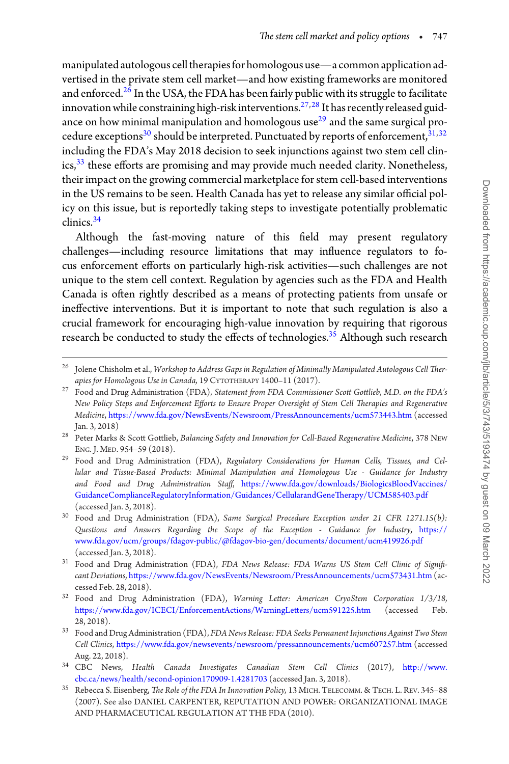manipulated autologous cell therapies for homologous use—a common application advertised in the private stem cell market—and how existing frameworks are monitored and enforced.[26] In the USA, the FDA has been fairly public with its struggle to facilitate innovation while constraining high-risk interventions.[27,28] It has recently released guidance on how minimal manipulation and homologous use[29] and the same surgical procedure exceptions[30] should be interpreted. Punctuated by reports of enforcement,[31,32] including the FDA's May 2018 decision to seek injunctions against two stem cell clinics,[33] these efforts are promising and may provide much needed clarity. Nonetheless, their impact on the growing commercial marketplace for stem cell-based interventions in the US remains to be seen. Health Canada has yet to release any similar official policy on this issue, but is reportedly taking steps to investigate potentially problematic clinics.[34]

Although the fast-moving nature of this field may present regulatory challenges—including resource limitations that may influence regulators to focus enforcement efforts on particularly high-risk activities—such challenges are not unique to the stem cell context. Regulation by agencies such as the FDA and Health Canada is often rightly described as a means of protecting patients from unsafe or ineffective interventions. But it is important to note that such regulation is also a crucial framework for encouraging high-value innovation by requiring that rigorous research be conducted to study the effects of technologies.[35] Although such research

---

[26] Jolene Chisholm et al., *Workshop to Address Gaps in Regulation of Minimally Manipulated Autologous Cell Therapies for Homologous Use in Canada,* 19 CYTOTHERAPY 1400–11 (2017).

[27] Food and Drug Administration (FDA), *Statement from FDA Commissioner Scott Gottlieb, M.D. on the FDA's New Policy Steps and Enforcement Efforts to Ensure Proper Oversight of Stem Cell Therapies and Regenerative Medicine*, https://www.fda.gov/NewsEvents/Newsroom/PressAnnouncements/ucm573443.htm (accessed Jan. 3, 2018)

[28] Peter Marks & Scott Gottlieb, *Balancing Safety and Innovation for Cell-Based Regenerative Medicine*, 378 NEW ENG. J. MED. 954–59 (2018).

[29] Food and Drug Administration (FDA), *Regulatory Considerations for Human Cells, Tissues, and Cellular and Tissue-Based Products: Minimal Manipulation and Homologous Use - Guidance for Industry and Food and Drug Administration Staff*, https://www.fda.gov/downloads/BiologicsBloodVaccines/GuidanceComplianceRegulatoryInformation/Guidances/CellularandGeneTherapy/UCM585403.pdf (accessed Jan. 3, 2018).

[30] Food and Drug Administration (FDA), *Same Surgical Procedure Exception under 21 CFR 1271.15(b): Questions and Answers Regarding the Scope of the Exception - Guidance for Industry*, https://www.fda.gov/ucm/groups/fdagov-public/@fdagov-bio-gen/documents/document/ucm419926.pdf (accessed Jan. 3, 2018).

[31] Food and Drug Administration (FDA), *FDA News Release: FDA Warns US Stem Cell Clinic of Significant Deviations*, https://www.fda.gov/NewsEvents/Newsroom/PressAnnouncements/ucm573431.htm (accessed Feb. 28, 2018).

[32] Food and Drug Administration (FDA), *Warning Letter: American CryoStem Corporation 1/3/18,* https://www.fda.gov/ICECI/EnforcementActions/WarningLetters/ucm591225.htm (accessed Feb. 28, 2018).

[33] Food and Drug Administration (FDA), *FDA News Release: FDA Seeks Permanent Injunctions Against Two Stem Cell Clinics*, https://www.fda.gov/newsevents/newsroom/pressannouncements/ucm607257.htm (accessed Aug. 22, 2018).

[34] CBC News, *Health Canada Investigates Canadian Stem Cell Clinics* (2017), http://www.cbc.ca/news/health/second-opinion170909-1.4281703 (accessed Jan. 3, 2018).

[35] Rebecca S. Eisenberg, *The Role of the FDA In Innovation Policy,* 13 MICH. TELECOMM. & TECH. L. REV. 345–88 (2007). See also DANIEL CARPENTER, REPUTATION AND POWER: ORGANIZATIONAL IMAGE AND PHARMACEUTICAL REGULATION AT THE FDA (2010).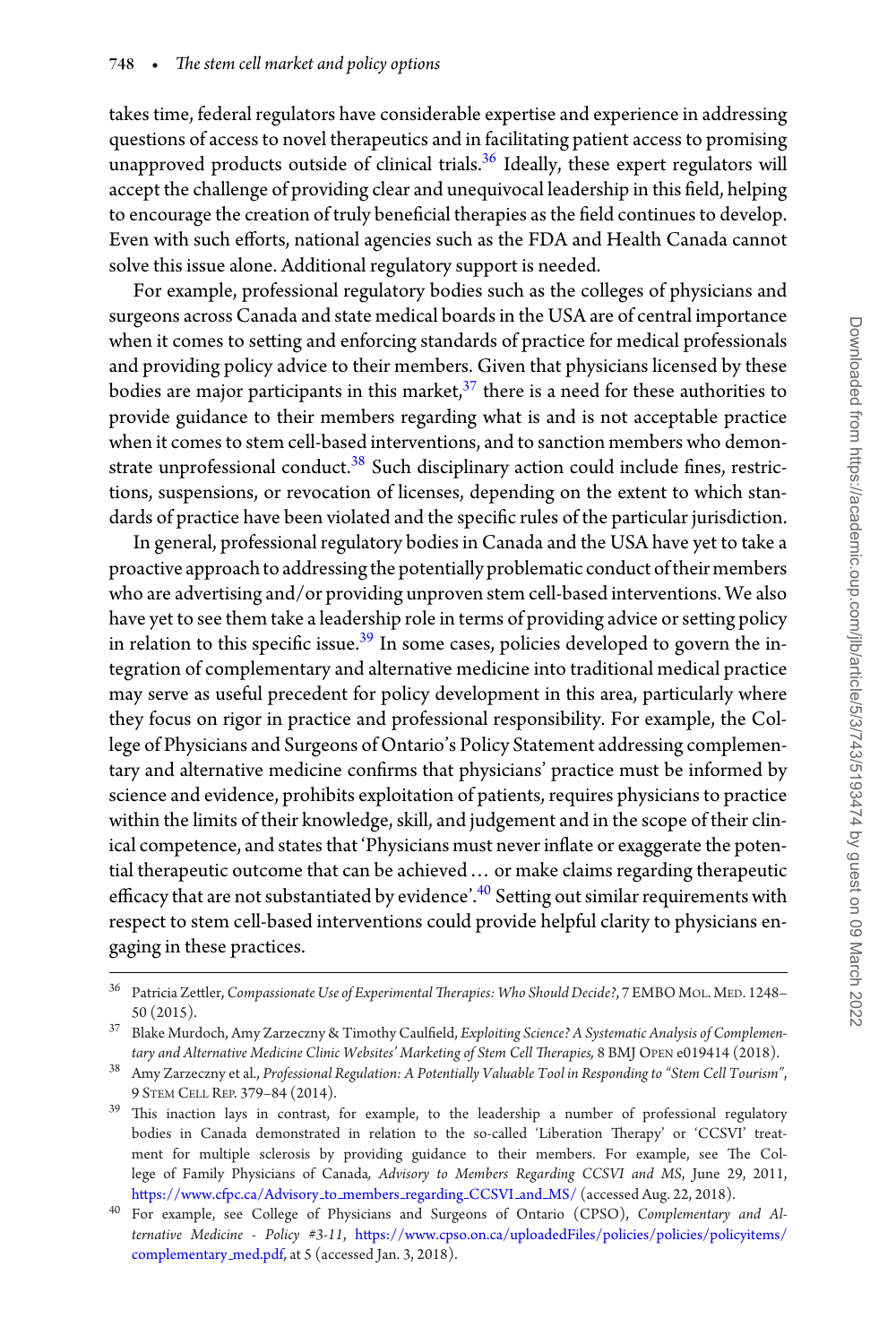takes time, federal regulators have considerable expertise and experience in addressing questions of access to novel therapeutics and in facilitating patient access to promising unapproved products outside of clinical trials.[36] Ideally, these expert regulators will accept the challenge of providing clear and unequivocal leadership in this field, helping to encourage the creation of truly beneficial therapies as the field continues to develop. Even with such efforts, national agencies such as the FDA and Health Canada cannot solve this issue alone. Additional regulatory support is needed.

For example, professional regulatory bodies such as the colleges of physicians and surgeons across Canada and state medical boards in the USA are of central importance when it comes to setting and enforcing standards of practice for medical professionals and providing policy advice to their members. Given that physicians licensed by these bodies are major participants in this market,[37] there is a need for these authorities to provide guidance to their members regarding what is and is not acceptable practice when it comes to stem cell-based interventions, and to sanction members who demonstrate unprofessional conduct.[38] Such disciplinary action could include fines, restrictions, suspensions, or revocation of licenses, depending on the extent to which standards of practice have been violated and the specific rules of the particular jurisdiction.

In general, professional regulatory bodies in Canada and the USA have yet to take a proactive approach to addressing the potentially problematic conduct of their members who are advertising and/or providing unproven stem cell-based interventions. We also have yet to see them take a leadership role in terms of providing advice or setting policy in relation to this specific issue.[39] In some cases, policies developed to govern the integration of complementary and alternative medicine into traditional medical practice may serve as useful precedent for policy development in this area, particularly where they focus on rigor in practice and professional responsibility. For example, the College of Physicians and Surgeons of Ontario's Policy Statement addressing complementary and alternative medicine confirms that physicians' practice must be informed by science and evidence, prohibits exploitation of patients, requires physicians to practice within the limits of their knowledge, skill, and judgement and in the scope of their clinical competence, and states that 'Physicians must never inflate or exaggerate the potential therapeutic outcome that can be achieved … or make claims regarding therapeutic efficacy that are not substantiated by evidence'.[40] Setting out similar requirements with respect to stem cell-based interventions could provide helpful clarity to physicians engaging in these practices.

---

[36] Patricia Zettler, *Compassionate Use of Experimental Therapies: Who Should Decide?*, 7 EMBO MOL. MED. 1248–50 (2015).

[37] Blake Murdoch, Amy Zarzeczny & Timothy Caulfield, *Exploiting Science? A Systematic Analysis of Complementary and Alternative Medicine Clinic Websites' Marketing of Stem Cell Therapies,* 8 BMJ OPEN e019414 (2018).

[38] Amy Zarzeczny et al., *Professional Regulation: A Potentially Valuable Tool in Responding to "Stem Cell Tourism"*, 9 STEM CELL REP. 379–84 (2014).

[39] This inaction lays in contrast, for example, to the leadership a number of professional regulatory bodies in Canada demonstrated in relation to the so-called 'Liberation Therapy' or 'CCSVI' treatment for multiple sclerosis by providing guidance to their members. For example, see The College of Family Physicians of Canada, *Advisory to Members Regarding CCSVI and MS*, June 29, 2011, https://www.cfpc.ca/Advisory_to_members_regarding_CCSVI_and_MS/ (accessed Aug. 22, 2018).

[40] For example, see College of Physicians and Surgeons of Ontario (CPSO), *Complementary and Alternative Medicine - Policy #3-11*, https://www.cpso.on.ca/uploadedFiles/policies/policies/policyitems/complementary_med.pdf, at 5 (accessed Jan. 3, 2018).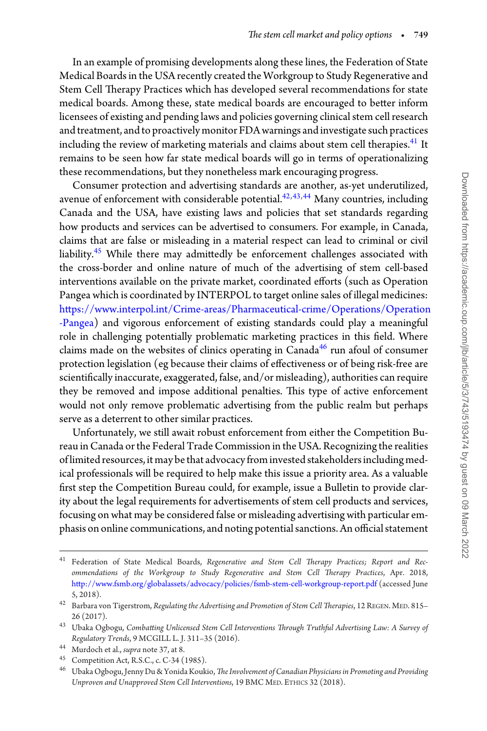In an example of promising developments along these lines, the Federation of State Medical Boards in the USA recently created the Workgroup to Study Regenerative and Stem Cell Therapy Practices which has developed several recommendations for state medical boards. Among these, state medical boards are encouraged to better inform licensees of existing and pending laws and policies governing clinical stem cell research and treatment, and to proactively monitor FDA warnings and investigate such practices including the review of marketing materials and claims about stem cell therapies.[41] It remains to be seen how far state medical boards will go in terms of operationalizing these recommendations, but they nonetheless mark encouraging progress.

Consumer protection and advertising standards are another, as-yet underutilized, avenue of enforcement with considerable potential.[42,43,44] Many countries, including Canada and the USA, have existing laws and policies that set standards regarding how products and services can be advertised to consumers. For example, in Canada, claims that are false or misleading in a material respect can lead to criminal or civil liability.[45] While there may admittedly be enforcement challenges associated with the cross-border and online nature of much of the advertising of stem cell-based interventions available on the private market, coordinated efforts (such as Operation Pangea which is coordinated by INTERPOL to target online sales of illegal medicines: https://www.interpol.int/Crime-areas/Pharmaceutical-crime/Operations/Operation-Pangea) and vigorous enforcement of existing standards could play a meaningful role in challenging potentially problematic marketing practices in this field. Where claims made on the websites of clinics operating in Canada[46] run afoul of consumer protection legislation (eg because their claims of effectiveness or of being risk-free are scientifically inaccurate, exaggerated, false, and/or misleading), authorities can require they be removed and impose additional penalties. This type of active enforcement would not only remove problematic advertising from the public realm but perhaps serve as a deterrent to other similar practices.

Unfortunately, we still await robust enforcement from either the Competition Bureau in Canada or the Federal Trade Commission in the USA. Recognizing the realities of limited resources, it may be that advocacy from invested stakeholders including medical professionals will be required to help make this issue a priority area. As a valuable first step the Competition Bureau could, for example, issue a Bulletin to provide clarity about the legal requirements for advertisements of stem cell products and services, focusing on what may be considered false or misleading advertising with particular emphasis on online communications, and noting potential sanctions. An official statement

---

[41] Federation of State Medical Boards, *Regenerative and Stem Cell Therapy Practices; Report and Recommendations of the Workgroup to Study Regenerative and Stem Cell Therapy Practices*, Apr. 2018, http://www.fsmb.org/globalassets/advocacy/policies/fsmb-stem-cell-workgroup-report.pdf (accessed June 5, 2018).

[42] Barbara von Tigerstrom, *Regulating the Advertising and Promotion of Stem Cell Therapies*, 12 Regen. Med. 815–26 (2017).

[43] Ubaka Ogbogu, *Combatting Unlicensed Stem Cell Interventions Through Truthful Advertising Law: A Survey of Regulatory Trends*, 9 McGill L. J. 311–35 (2016).

[44] Murdoch et al., *supra* note 37, at 8.

[45] Competition Act, R.S.C., c. C-34 (1985).

[46] Ubaka Ogbogu, Jenny Du & Yonida Koukio, *The Involvement of Canadian Physicians in Promoting and Providing Unproven and Unapproved Stem Cell Interventions*, 19 BMC Med. Ethics 32 (2018).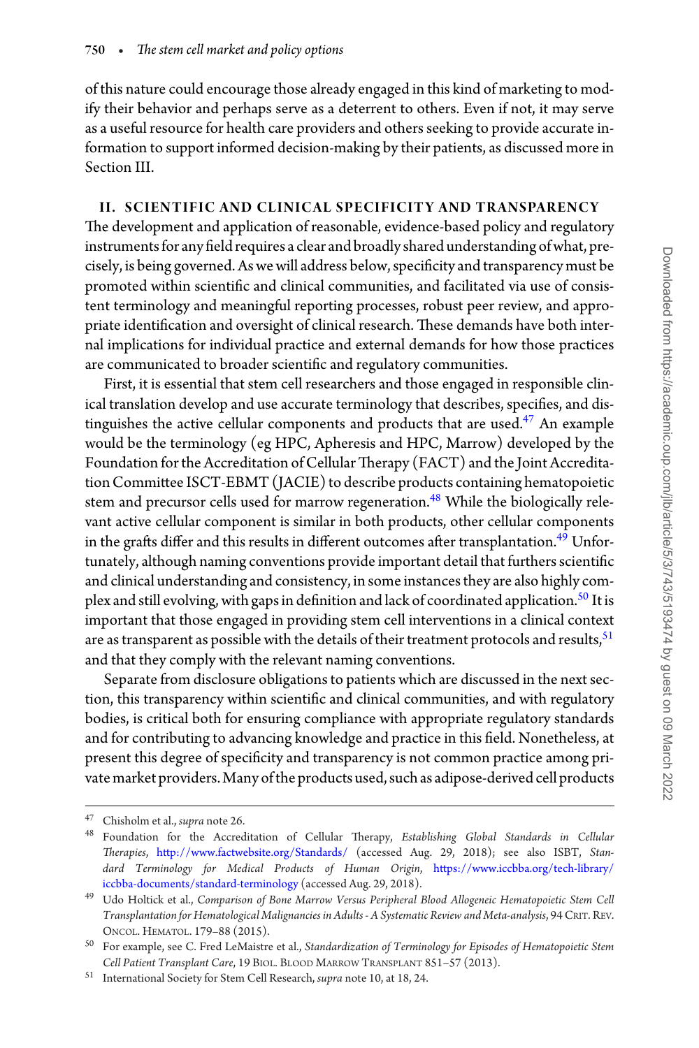of this nature could encourage those already engaged in this kind of marketing to modify their behavior and perhaps serve as a deterrent to others. Even if not, it may serve as a useful resource for health care providers and others seeking to provide accurate information to support informed decision-making by their patients, as discussed more in Section III.

## II. SCIENTIFIC AND CLINICAL SPECIFICITY AND TRANSPARENCY

The development and application of reasonable, evidence-based policy and regulatory instruments for any field requires a clear and broadly shared understanding of what, precisely, is being governed. As we will address below, specificity and transparency must be promoted within scientific and clinical communities, and facilitated via use of consistent terminology and meaningful reporting processes, robust peer review, and appropriate identification and oversight of clinical research. These demands have both internal implications for individual practice and external demands for how those practices are communicated to broader scientific and regulatory communities.

First, it is essential that stem cell researchers and those engaged in responsible clinical translation develop and use accurate terminology that describes, specifies, and distinguishes the active cellular components and products that are used.[47] An example would be the terminology (eg HPC, Apheresis and HPC, Marrow) developed by the Foundation for the Accreditation of Cellular Therapy (FACT) and the Joint Accreditation Committee ISCT-EBMT (JACIE) to describe products containing hematopoietic stem and precursor cells used for marrow regeneration.[48] While the biologically relevant active cellular component is similar in both products, other cellular components in the grafts differ and this results in different outcomes after transplantation.[49] Unfortunately, although naming conventions provide important detail that furthers scientific and clinical understanding and consistency, in some instances they are also highly complex and still evolving, with gaps in definition and lack of coordinated application.[50] It is important that those engaged in providing stem cell interventions in a clinical context are as transparent as possible with the details of their treatment protocols and results,[51] and that they comply with the relevant naming conventions.

Separate from disclosure obligations to patients which are discussed in the next section, this transparency within scientific and clinical communities, and with regulatory bodies, is critical both for ensuring compliance with appropriate regulatory standards and for contributing to advancing knowledge and practice in this field. Nonetheless, at present this degree of specificity and transparency is not common practice among private market providers. Many of the products used, such as adipose-derived cell products

---

[47] Chisholm et al., *supra* note 26.

[48] Foundation for the Accreditation of Cellular Therapy, *Establishing Global Standards in Cellular Therapies*, http://www.factwebsite.org/Standards/ (accessed Aug. 29, 2018); see also ISBT, *Standard Terminology for Medical Products of Human Origin*, https://www.iccbba.org/tech-library/iccbba-documents/standard-terminology (accessed Aug. 29, 2018).

[49] Udo Holtick et al., *Comparison of Bone Marrow Versus Peripheral Blood Allogeneic Hematopoietic Stem Cell Transplantation for Hematological Malignancies in Adults - A Systematic Review and Meta-analysis*, 94 Crit. Rev. Oncol. Hematol. 179–88 (2015).

[50] For example, see C. Fred LeMaistre et al., *Standardization of Terminology for Episodes of Hematopoietic Stem Cell Patient Transplant Care*, 19 Biol. Blood Marrow Transplant 851–57 (2013).

[51] International Society for Stem Cell Research, *supra* note 10, at 18, 24.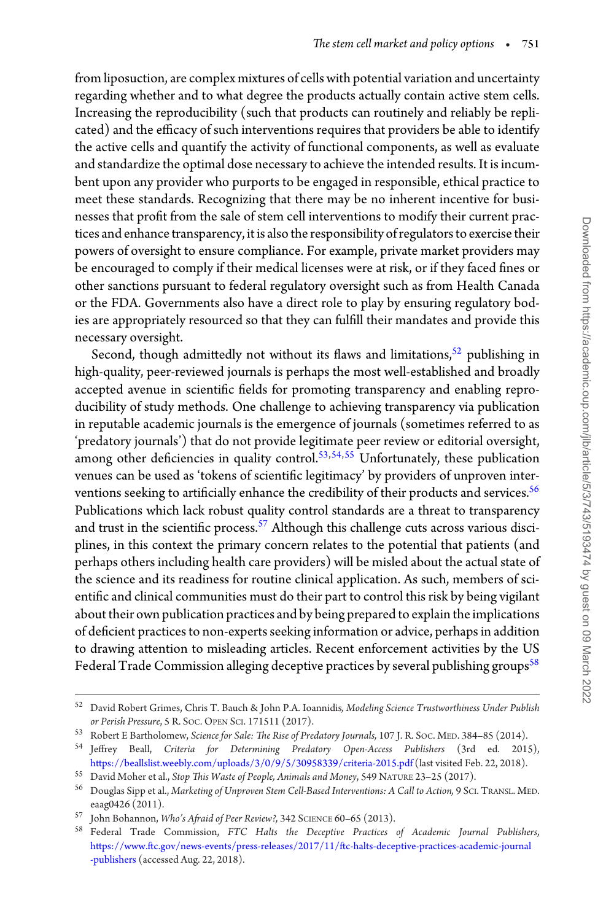from liposuction, are complex mixtures of cells with potential variation and uncertainty regarding whether and to what degree the products actually contain active stem cells. Increasing the reproducibility (such that products can routinely and reliably be replicated) and the efficacy of such interventions requires that providers be able to identify the active cells and quantify the activity of functional components, as well as evaluate and standardize the optimal dose necessary to achieve the intended results. It is incumbent upon any provider who purports to be engaged in responsible, ethical practice to meet these standards. Recognizing that there may be no inherent incentive for businesses that profit from the sale of stem cell interventions to modify their current practices and enhance transparency, it is also the responsibility of regulators to exercise their powers of oversight to ensure compliance. For example, private market providers may be encouraged to comply if their medical licenses were at risk, or if they faced fines or other sanctions pursuant to federal regulatory oversight such as from Health Canada or the FDA. Governments also have a direct role to play by ensuring regulatory bodies are appropriately resourced so that they can fulfill their mandates and provide this necessary oversight.

Second, though admittedly not without its flaws and limitations,[52] publishing in high-quality, peer-reviewed journals is perhaps the most well-established and broadly accepted avenue in scientific fields for promoting transparency and enabling reproducibility of study methods. One challenge to achieving transparency via publication in reputable academic journals is the emergence of journals (sometimes referred to as 'predatory journals') that do not provide legitimate peer review or editorial oversight, among other deficiencies in quality control.[53,54,55] Unfortunately, these publication venues can be used as 'tokens of scientific legitimacy' by providers of unproven interventions seeking to artificially enhance the credibility of their products and services.[56] Publications which lack robust quality control standards are a threat to transparency and trust in the scientific process.[57] Although this challenge cuts across various disciplines, in this context the primary concern relates to the potential that patients (and perhaps others including health care providers) will be misled about the actual state of the science and its readiness for routine clinical application. As such, members of scientific and clinical communities must do their part to control this risk by being vigilant about their own publication practices and by being prepared to explain the implications of deficient practices to non-experts seeking information or advice, perhaps in addition to drawing attention to misleading articles. Recent enforcement activities by the US Federal Trade Commission alleging deceptive practices by several publishing groups[58]

---

[52] David Robert Grimes, Chris T. Bauch & John P.A. Ioannidis, *Modeling Science Trustworthiness Under Publish or Perish Pressure*, 5 R. Soc. Open Sci. 171511 (2017).

[53] Robert E Bartholomew, *Science for Sale: The Rise of Predatory Journals,* 107 J. R. Soc. Med. 384–85 (2014).

[54] Jeffrey Beall, *Criteria for Determining Predatory Open-Access Publishers* (3rd ed. 2015), https://beallslist.weebly.com/uploads/3/0/9/5/30958339/criteria-2015.pdf (last visited Feb. 22, 2018).

[55] David Moher et al., *Stop This Waste of People, Animals and Money*, 549 Nature 23–25 (2017).

[56] Douglas Sipp et al., *Marketing of Unproven Stem Cell-Based Interventions: A Call to Action,* 9 Sci. Transl. Med. eaag0426 (2011).

[57] John Bohannon, *Who's Afraid of Peer Review?,* 342 Science 60–65 (2013).

[58] Federal Trade Commission, *FTC Halts the Deceptive Practices of Academic Journal Publishers*, https://www.ftc.gov/news-events/press-releases/2017/11/ftc-halts-deceptive-practices-academic-journal-publishers (accessed Aug. 22, 2018).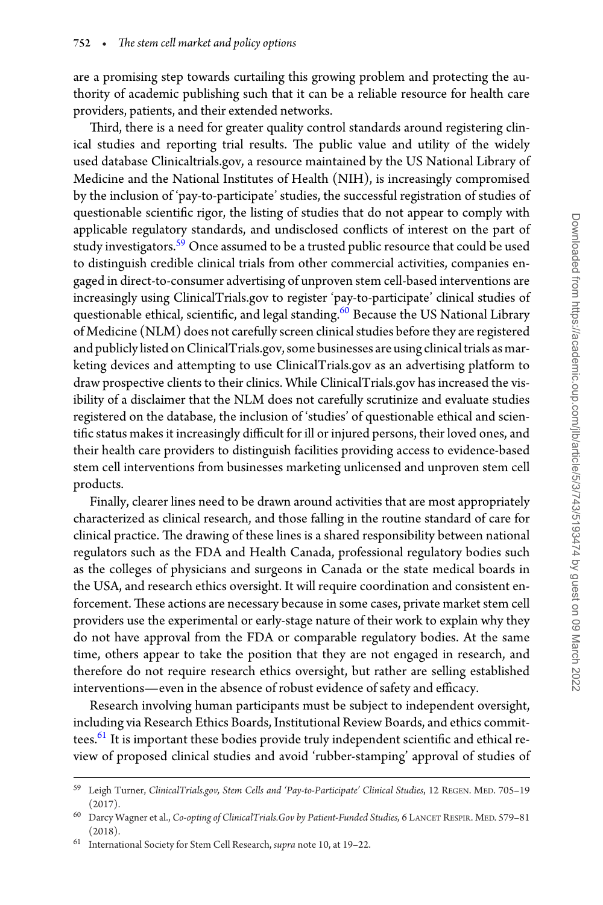are a promising step towards curtailing this growing problem and protecting the authority of academic publishing such that it can be a reliable resource for health care providers, patients, and their extended networks.

Third, there is a need for greater quality control standards around registering clinical studies and reporting trial results. The public value and utility of the widely used database Clinicaltrials.gov, a resource maintained by the US National Library of Medicine and the National Institutes of Health (NIH), is increasingly compromised by the inclusion of 'pay-to-participate' studies, the successful registration of studies of questionable scientific rigor, the listing of studies that do not appear to comply with applicable regulatory standards, and undisclosed conflicts of interest on the part of study investigators.[59] Once assumed to be a trusted public resource that could be used to distinguish credible clinical trials from other commercial activities, companies engaged in direct-to-consumer advertising of unproven stem cell-based interventions are increasingly using ClinicalTrials.gov to register 'pay-to-participate' clinical studies of questionable ethical, scientific, and legal standing.[60] Because the US National Library of Medicine (NLM) does not carefully screen clinical studies before they are registered and publicly listed on ClinicalTrials.gov, some businesses are using clinical trials as marketing devices and attempting to use ClinicalTrials.gov as an advertising platform to draw prospective clients to their clinics. While ClinicalTrials.gov has increased the visibility of a disclaimer that the NLM does not carefully scrutinize and evaluate studies registered on the database, the inclusion of 'studies' of questionable ethical and scientific status makes it increasingly difficult for ill or injured persons, their loved ones, and their health care providers to distinguish facilities providing access to evidence-based stem cell interventions from businesses marketing unlicensed and unproven stem cell products.

Finally, clearer lines need to be drawn around activities that are most appropriately characterized as clinical research, and those falling in the routine standard of care for clinical practice. The drawing of these lines is a shared responsibility between national regulators such as the FDA and Health Canada, professional regulatory bodies such as the colleges of physicians and surgeons in Canada or the state medical boards in the USA, and research ethics oversight. It will require coordination and consistent enforcement. These actions are necessary because in some cases, private market stem cell providers use the experimental or early-stage nature of their work to explain why they do not have approval from the FDA or comparable regulatory bodies. At the same time, others appear to take the position that they are not engaged in research, and therefore do not require research ethics oversight, but rather are selling established interventions—even in the absence of robust evidence of safety and efficacy.

Research involving human participants must be subject to independent oversight, including via Research Ethics Boards, Institutional Review Boards, and ethics committees.[61] It is important these bodies provide truly independent scientific and ethical review of proposed clinical studies and avoid 'rubber-stamping' approval of studies of

---

[59] Leigh Turner, *ClinicalTrials.gov, Stem Cells and 'Pay-to-Participate' Clinical Studies*, 12 Regen. Med. 705–19 (2017).

[60] Darcy Wagner et al., *Co-opting of ClinicalTrials.Gov by Patient-Funded Studies,* 6 Lancet Respir. Med. 579–81 (2018).

[61] International Society for Stem Cell Research, *supra* note 10, at 19–22.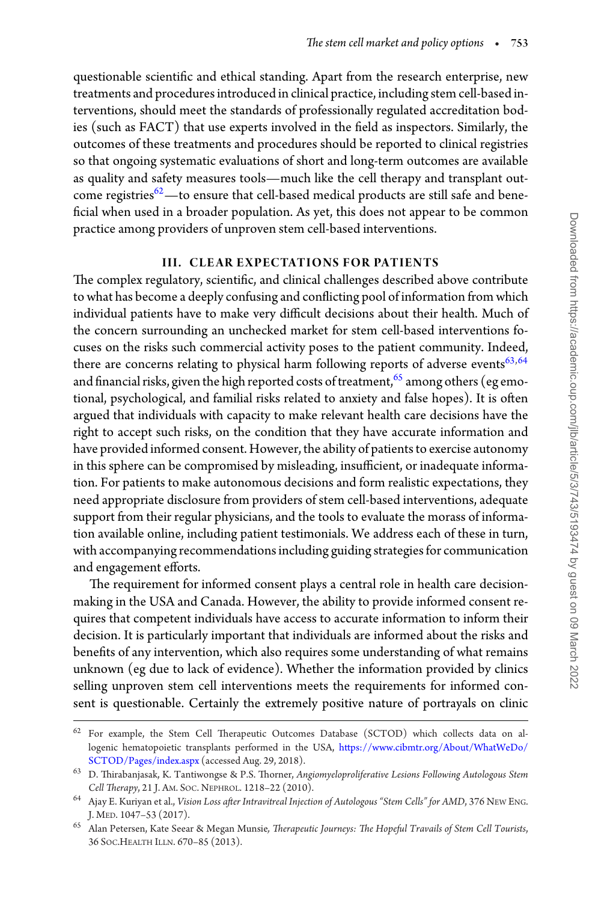questionable scientific and ethical standing. Apart from the research enterprise, new treatments and procedures introduced in clinical practice, including stem cell-based interventions, should meet the standards of professionally regulated accreditation bodies (such as FACT) that use experts involved in the field as inspectors. Similarly, the outcomes of these treatments and procedures should be reported to clinical registries so that ongoing systematic evaluations of short and long-term outcomes are available as quality and safety measures tools—much like the cell therapy and transplant outcome registries[62]—to ensure that cell-based medical products are still safe and beneficial when used in a broader population. As yet, this does not appear to be common practice among providers of unproven stem cell-based interventions.

## III. CLEAR EXPECTATIONS FOR PATIENTS

The complex regulatory, scientific, and clinical challenges described above contribute to what has become a deeply confusing and conflicting pool of information from which individual patients have to make very difficult decisions about their health. Much of the concern surrounding an unchecked market for stem cell-based interventions focuses on the risks such commercial activity poses to the patient community. Indeed, there are concerns relating to physical harm following reports of adverse events[63,64] and financial risks, given the high reported costs of treatment,[65] among others (eg emotional, psychological, and familial risks related to anxiety and false hopes). It is often argued that individuals with capacity to make relevant health care decisions have the right to accept such risks, on the condition that they have accurate information and have provided informed consent. However, the ability of patients to exercise autonomy in this sphere can be compromised by misleading, insufficient, or inadequate information. For patients to make autonomous decisions and form realistic expectations, they need appropriate disclosure from providers of stem cell-based interventions, adequate support from their regular physicians, and the tools to evaluate the morass of information available online, including patient testimonials. We address each of these in turn, with accompanying recommendations including guiding strategies for communication and engagement efforts.

The requirement for informed consent plays a central role in health care decision-making in the USA and Canada. However, the ability to provide informed consent requires that competent individuals have access to accurate information to inform their decision. It is particularly important that individuals are informed about the risks and benefits of any intervention, which also requires some understanding of what remains unknown (eg due to lack of evidence). Whether the information provided by clinics selling unproven stem cell interventions meets the requirements for informed consent is questionable. Certainly the extremely positive nature of portrayals on clinic

---

[62] For example, the Stem Cell Therapeutic Outcomes Database (SCTOD) which collects data on allogenic hematopoietic transplants performed in the USA, https://www.cibmtr.org/About/WhatWeDo/SCTOD/Pages/index.aspx (accessed Aug. 29, 2018).

[63] D. Thirabanjasak, K. Tantiwongse & P.S. Thorner, *Angiomyeloproliferative Lesions Following Autologous Stem Cell Therapy*, 21 J. Am. Soc. Nephrol. 1218–22 (2010).

[64] Ajay E. Kuriyan et al., *Vision Loss after Intravitreal Injection of Autologous "Stem Cells" for AMD*, 376 New Eng. J. Med. 1047–53 (2017).

[65] Alan Petersen, Kate Seear & Megan Munsie, *Therapeutic Journeys: The Hopeful Travails of Stem Cell Tourists*, 36 Soc.Health Illn. 670–85 (2013).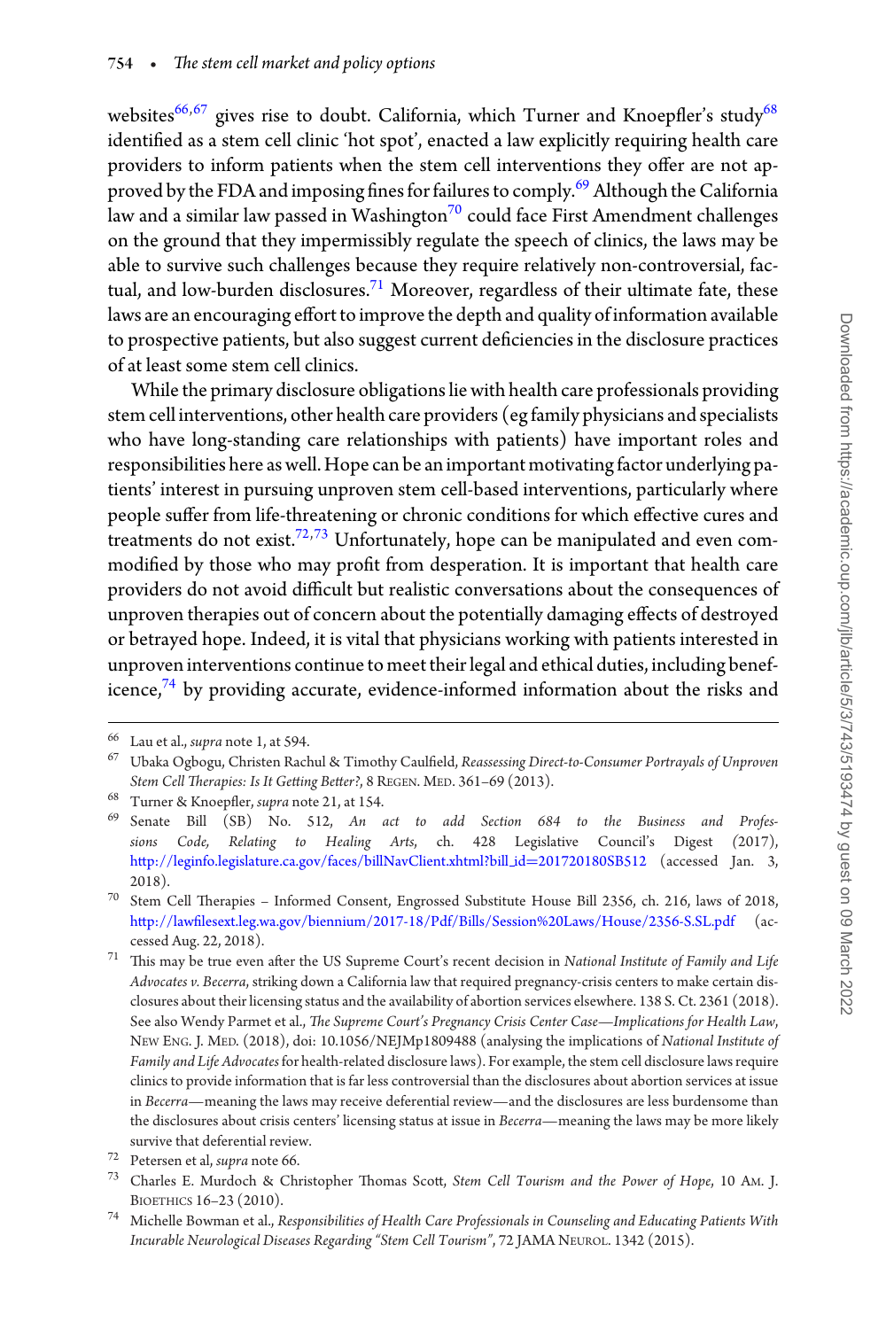websites[66,67] gives rise to doubt. California, which Turner and Knoepfler's study[68] identified as a stem cell clinic 'hot spot', enacted a law explicitly requiring health care providers to inform patients when the stem cell interventions they offer are not approved by the FDA and imposing fines for failures to comply.[69] Although the California law and a similar law passed in Washington[70] could face First Amendment challenges on the ground that they impermissibly regulate the speech of clinics, the laws may be able to survive such challenges because they require relatively non-controversial, factual, and low-burden disclosures.[71] Moreover, regardless of their ultimate fate, these laws are an encouraging effort to improve the depth and quality of information available to prospective patients, but also suggest current deficiencies in the disclosure practices of at least some stem cell clinics.

While the primary disclosure obligations lie with health care professionals providing stem cell interventions, other health care providers (eg family physicians and specialists who have long-standing care relationships with patients) have important roles and responsibilities here as well. Hope can be an important motivating factor underlying patients' interest in pursuing unproven stem cell-based interventions, particularly where people suffer from life-threatening or chronic conditions for which effective cures and treatments do not exist.[72,73] Unfortunately, hope can be manipulated and even commodified by those who may profit from desperation. It is important that health care providers do not avoid difficult but realistic conversations about the consequences of unproven therapies out of concern about the potentially damaging effects of destroyed or betrayed hope. Indeed, it is vital that physicians working with patients interested in unproven interventions continue to meet their legal and ethical duties, including beneficence,[74] by providing accurate, evidence-informed information about the risks and

---

[66] Lau et al., *supra* note 1, at 594.

[67] Ubaka Ogbogu, Christen Rachul & Timothy Caulfield, *Reassessing Direct-to-Consumer Portrayals of Unproven Stem Cell Therapies: Is It Getting Better?*, 8 Regen. Med. 361–69 (2013).

[68] Turner & Knoepfler, *supra* note 21, at 154.

[69] Senate Bill (SB) No. 512, *An act to add Section 684 to the Business and Professions Code, Relating to Healing Arts*, ch. 428 Legislative Council's Digest (2017), http://leginfo.legislature.ca.gov/faces/billNavClient.xhtml?bill_id=201720180SB512 (accessed Jan. 3, 2018).

[70] Stem Cell Therapies – Informed Consent, Engrossed Substitute House Bill 2356, ch. 216, laws of 2018, http://lawfilesext.leg.wa.gov/biennium/2017-18/Pdf/Bills/Session%20Laws/House/2356-S.SL.pdf (accessed Aug. 22, 2018).

[71] This may be true even after the US Supreme Court's recent decision in *National Institute of Family and Life Advocates v. Becerra*, striking down a California law that required pregnancy-crisis centers to make certain disclosures about their licensing status and the availability of abortion services elsewhere. 138 S. Ct. 2361 (2018). See also Wendy Parmet et al., *The Supreme Court's Pregnancy Crisis Center Case—Implications for Health Law*, New Eng. J. Med. (2018), doi: 10.1056/NEJMp1809488 (analysing the implications of *National Institute of Family and Life Advocates* for health-related disclosure laws). For example, the stem cell disclosure laws require clinics to provide information that is far less controversial than the disclosures about abortion services at issue in *Becerra*—meaning the laws may receive deferential review—and the disclosures are less burdensome than the disclosures about crisis centers' licensing status at issue in *Becerra*—meaning the laws may be more likely survive that deferential review.

[72] Petersen et al, *supra* note 66.

[73] Charles E. Murdoch & Christopher Thomas Scott, *Stem Cell Tourism and the Power of Hope*, 10 Am. J. Bioethics 16–23 (2010).

[74] Michelle Bowman et al., *Responsibilities of Health Care Professionals in Counseling and Educating Patients With Incurable Neurological Diseases Regarding "Stem Cell Tourism"*, 72 JAMA Neurol. 1342 (2015).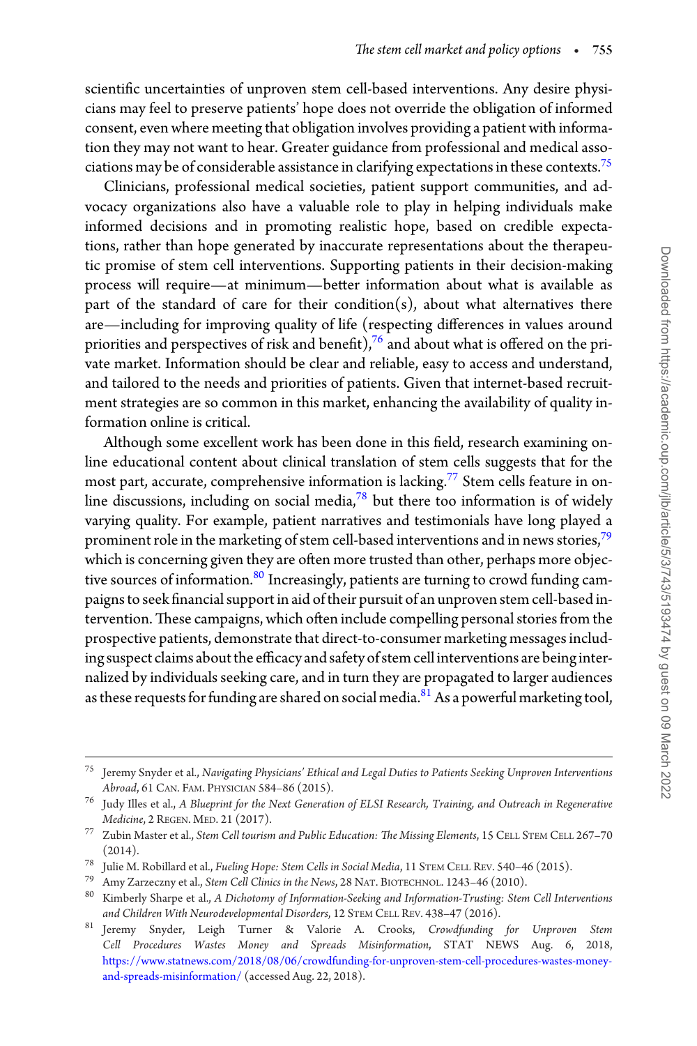scientific uncertainties of unproven stem cell-based interventions. Any desire physicians may feel to preserve patients' hope does not override the obligation of informed consent, even where meeting that obligation involves providing a patient with information they may not want to hear. Greater guidance from professional and medical associations may be of considerable assistance in clarifying expectations in these contexts.[75]

Clinicians, professional medical societies, patient support communities, and advocacy organizations also have a valuable role to play in helping individuals make informed decisions and in promoting realistic hope, based on credible expectations, rather than hope generated by inaccurate representations about the therapeutic promise of stem cell interventions. Supporting patients in their decision-making process will require—at minimum—better information about what is available as part of the standard of care for their condition(s), about what alternatives there are—including for improving quality of life (respecting differences in values around priorities and perspectives of risk and benefit),[76] and about what is offered on the private market. Information should be clear and reliable, easy to access and understand, and tailored to the needs and priorities of patients. Given that internet-based recruitment strategies are so common in this market, enhancing the availability of quality information online is critical.

Although some excellent work has been done in this field, research examining online educational content about clinical translation of stem cells suggests that for the most part, accurate, comprehensive information is lacking.[77] Stem cells feature in online discussions, including on social media,[78] but there too information is of widely varying quality. For example, patient narratives and testimonials have long played a prominent role in the marketing of stem cell-based interventions and in news stories,[79] which is concerning given they are often more trusted than other, perhaps more objective sources of information.[80] Increasingly, patients are turning to crowd funding campaigns to seek financial support in aid of their pursuit of an unproven stem cell-based intervention. These campaigns, which often include compelling personal stories from the prospective patients, demonstrate that direct-to-consumer marketing messages including suspect claims about the efficacy and safety of stem cell interventions are being internalized by individuals seeking care, and in turn they are propagated to larger audiences as these requests for funding are shared on social media.[81] As a powerful marketing tool,

---

[75] Jeremy Snyder et al., *Navigating Physicians' Ethical and Legal Duties to Patients Seeking Unproven Interventions Abroad*, 61 Can. Fam. Physician 584–86 (2015).

[76] Judy Illes et al., *A Blueprint for the Next Generation of ELSI Research, Training, and Outreach in Regenerative Medicine*, 2 Regen. Med. 21 (2017).

[77] Zubin Master et al., *Stem Cell tourism and Public Education: The Missing Elements*, 15 Cell Stem Cell 267–70 (2014).

[78] Julie M. Robillard et al., *Fueling Hope: Stem Cells in Social Media*, 11 Stem Cell Rev. 540–46 (2015).

[79] Amy Zarzeczny et al., *Stem Cell Clinics in the News*, 28 Nat. Biotechnol. 1243–46 (2010).

[80] Kimberly Sharpe et al., *A Dichotomy of Information-Seeking and Information-Trusting: Stem Cell Interventions and Children With Neurodevelopmental Disorders*, 12 Stem Cell Rev. 438–47 (2016).

[81] Jeremy Snyder, Leigh Turner & Valorie A. Crooks, *Crowdfunding for Unproven Stem Cell Procedures Wastes Money and Spreads Misinformation*, STAT NEWS Aug. 6, 2018, https://www.statnews.com/2018/08/06/crowdfunding-for-unproven-stem-cell-procedures-wastes-money-and-spreads-misinformation/ (accessed Aug. 22, 2018).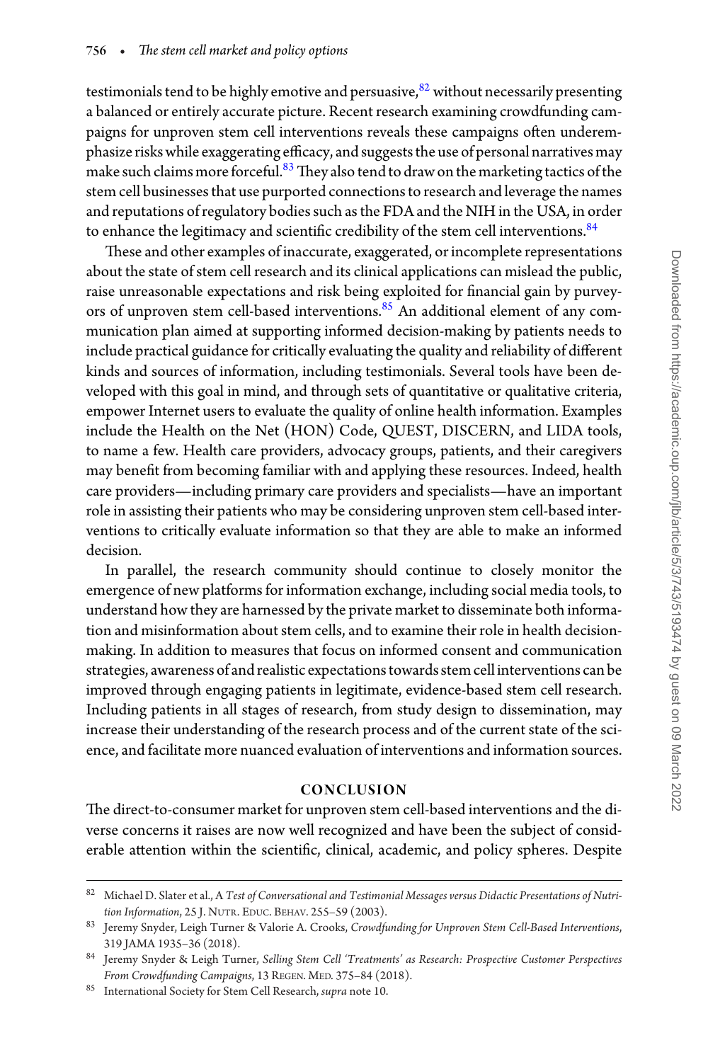testimonials tend to be highly emotive and persuasive,[82] without necessarily presenting a balanced or entirely accurate picture. Recent research examining crowdfunding campaigns for unproven stem cell interventions reveals these campaigns often underemphasize risks while exaggerating efficacy, and suggests the use of personal narratives may make such claims more forceful.[83] They also tend to draw on the marketing tactics of the stem cell businesses that use purported connections to research and leverage the names and reputations of regulatory bodies such as the FDA and the NIH in the USA, in order to enhance the legitimacy and scientific credibility of the stem cell interventions.[84]

These and other examples of inaccurate, exaggerated, or incomplete representations about the state of stem cell research and its clinical applications can mislead the public, raise unreasonable expectations and risk being exploited for financial gain by purveyors of unproven stem cell-based interventions.[85] An additional element of any communication plan aimed at supporting informed decision-making by patients needs to include practical guidance for critically evaluating the quality and reliability of different kinds and sources of information, including testimonials. Several tools have been developed with this goal in mind, and through sets of quantitative or qualitative criteria, empower Internet users to evaluate the quality of online health information. Examples include the Health on the Net (HON) Code, QUEST, DISCERN, and LIDA tools, to name a few. Health care providers, advocacy groups, patients, and their caregivers may benefit from becoming familiar with and applying these resources. Indeed, health care providers—including primary care providers and specialists—have an important role in assisting their patients who may be considering unproven stem cell-based interventions to critically evaluate information so that they are able to make an informed decision.

In parallel, the research community should continue to closely monitor the emergence of new platforms for information exchange, including social media tools, to understand how they are harnessed by the private market to disseminate both information and misinformation about stem cells, and to examine their role in health decision-making. In addition to measures that focus on informed consent and communication strategies, awareness of and realistic expectations towards stem cell interventions can be improved through engaging patients in legitimate, evidence-based stem cell research. Including patients in all stages of research, from study design to dissemination, may increase their understanding of the research process and of the current state of the science, and facilitate more nuanced evaluation of interventions and information sources.

## CONCLUSION

The direct-to-consumer market for unproven stem cell-based interventions and the diverse concerns it raises are now well recognized and have been the subject of considerable attention within the scientific, clinical, academic, and policy spheres. Despite

---

[82] Michael D. Slater et al., A *Test of Conversational and Testimonial Messages versus Didactic Presentations of Nutrition Information*, 25 J. Nutr. Educ. Behav. 255–59 (2003).

[83] Jeremy Snyder, Leigh Turner & Valorie A. Crooks, *Crowdfunding for Unproven Stem Cell-Based Interventions*, 319 JAMA 1935–36 (2018).

[84] Jeremy Snyder & Leigh Turner, *Selling Stem Cell 'Treatments' as Research: Prospective Customer Perspectives From Crowdfunding Campaigns*, 13 Regen. Med. 375–84 (2018).

[85] International Society for Stem Cell Research, *supra* note 10.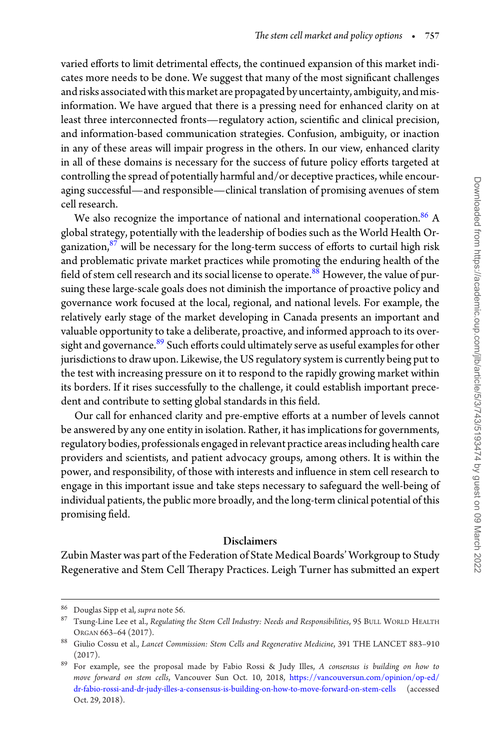varied efforts to limit detrimental effects, the continued expansion of this market indicates more needs to be done. We suggest that many of the most significant challenges and risks associated with this market are propagated by uncertainty, ambiguity, and misinformation. We have argued that there is a pressing need for enhanced clarity on at least three interconnected fronts—regulatory action, scientific and clinical precision, and information-based communication strategies. Confusion, ambiguity, or inaction in any of these areas will impair progress in the others. In our view, enhanced clarity in all of these domains is necessary for the success of future policy efforts targeted at controlling the spread of potentially harmful and/or deceptive practices, while encouraging successful—and responsible—clinical translation of promising avenues of stem cell research.

We also recognize the importance of national and international cooperation.[86] A global strategy, potentially with the leadership of bodies such as the World Health Organization,[87] will be necessary for the long-term success of efforts to curtail high risk and problematic private market practices while promoting the enduring health of the field of stem cell research and its social license to operate.[88] However, the value of pursuing these large-scale goals does not diminish the importance of proactive policy and governance work focused at the local, regional, and national levels. For example, the relatively early stage of the market developing in Canada presents an important and valuable opportunity to take a deliberate, proactive, and informed approach to its oversight and governance.[89] Such efforts could ultimately serve as useful examples for other jurisdictions to draw upon. Likewise, the US regulatory system is currently being put to the test with increasing pressure on it to respond to the rapidly growing market within its borders. If it rises successfully to the challenge, it could establish important precedent and contribute to setting global standards in this field.

Our call for enhanced clarity and pre-emptive efforts at a number of levels cannot be answered by any one entity in isolation. Rather, it has implications for governments, regulatory bodies, professionals engaged in relevant practice areas including health care providers and scientists, and patient advocacy groups, among others. It is within the power, and responsibility, of those with interests and influence in stem cell research to engage in this important issue and take steps necessary to safeguard the well-being of individual patients, the public more broadly, and the long-term clinical potential of this promising field.

## Disclaimers

Zubin Master was part of the Federation of State Medical Boards' Workgroup to Study Regenerative and Stem Cell Therapy Practices. Leigh Turner has submitted an expert

---

[86] Douglas Sipp et al, *supra* note 56.

[87] Tsung-Line Lee et al., *Regulating the Stem Cell Industry: Needs and Responsibilities*, 95 BULL WORLD HEALTH ORGAN 663–64 (2017).

[88] Giulio Cossu et al., *Lancet Commission: Stem Cells and Regenerative Medicine*, 391 THE LANCET 883–910 (2017).

[89] For example, see the proposal made by Fabio Rossi & Judy Illes, *A consensus is building on how to move forward on stem cells*, Vancouver Sun Oct. 10, 2018, https://vancouversun.com/opinion/op-ed/dr-fabio-rossi-and-dr-judy-illes-a-consensus-is-building-on-how-to-move-forward-on-stem-cells (accessed Oct. 29, 2018).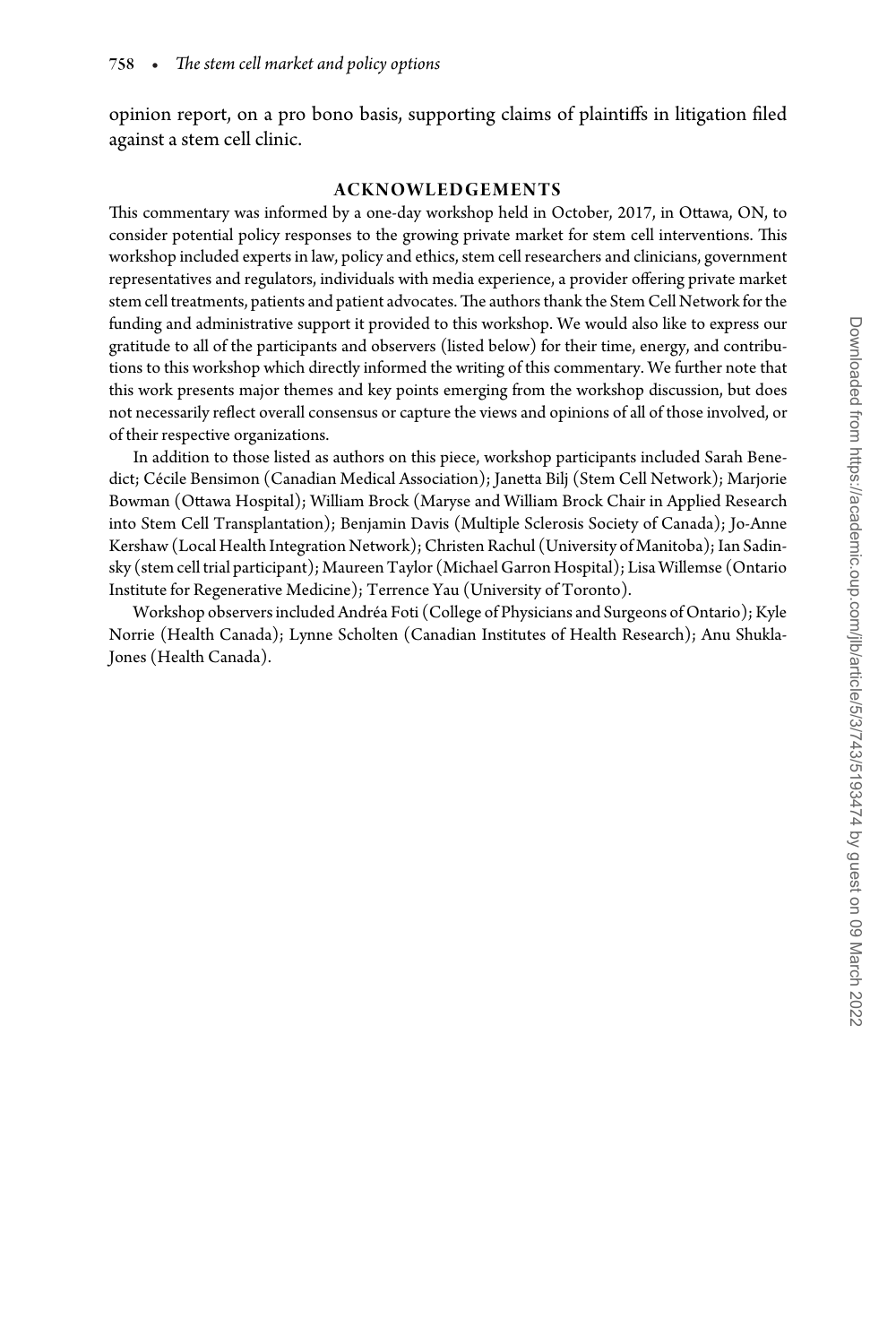opinion report, on a pro bono basis, supporting claims of plaintiffs in litigation filed against a stem cell clinic.

## ACKNOWLEDGEMENTS

This commentary was informed by a one-day workshop held in October, 2017, in Ottawa, ON, to consider potential policy responses to the growing private market for stem cell interventions. This workshop included experts in law, policy and ethics, stem cell researchers and clinicians, government representatives and regulators, individuals with media experience, a provider offering private market stem cell treatments, patients and patient advocates. The authors thank the Stem Cell Network for the funding and administrative support it provided to this workshop. We would also like to express our gratitude to all of the participants and observers (listed below) for their time, energy, and contributions to this workshop which directly informed the writing of this commentary. We further note that this work presents major themes and key points emerging from the workshop discussion, but does not necessarily reflect overall consensus or capture the views and opinions of all of those involved, or of their respective organizations.

In addition to those listed as authors on this piece, workshop participants included Sarah Benedict; Cécile Bensimon (Canadian Medical Association); Janetta Bilj (Stem Cell Network); Marjorie Bowman (Ottawa Hospital); William Brock (Maryse and William Brock Chair in Applied Research into Stem Cell Transplantation); Benjamin Davis (Multiple Sclerosis Society of Canada); Jo-Anne Kershaw (Local Health Integration Network); Christen Rachul (University of Manitoba); Ian Sadinsky (stem cell trial participant); Maureen Taylor (Michael Garron Hospital); Lisa Willemse (Ontario Institute for Regenerative Medicine); Terrence Yau (University of Toronto).

Workshop observers included Andréa Foti (College of Physicians and Surgeons of Ontario); Kyle Norrie (Health Canada); Lynne Scholten (Canadian Institutes of Health Research); Anu Shukla-Jones (Health Canada).